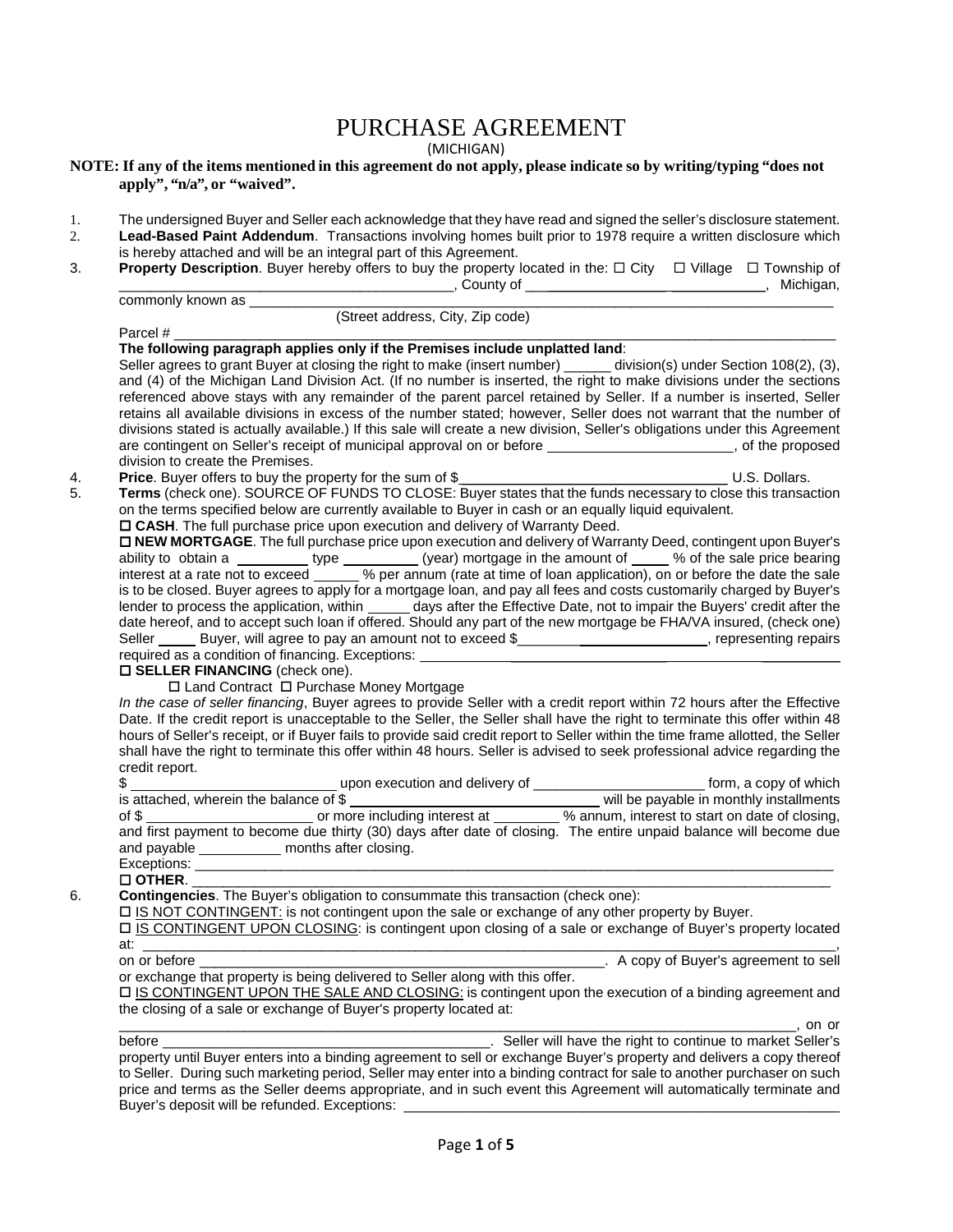# PURCHASE AGREEMENT

(MICHIGAN)

**NOTE: If any of the items mentioned in this agreement do not apply, please indicate so by writing/typing "does not apply", "n/a", or "waived".**

1. The undersigned Buyer and Seller each acknowledge that they have read and signed the seller's disclosure statement.
2. **Lead-Based Paint Addendum**. Transactions involving homes built prior to 1978 require a written disclosure which is hereby attached and will be an integral part of this Agreement.
3. **Property Description**. Buyer hereby offers to buy the property located in the: ☐ City ☐ Village ☐ Township of ___________________________________________, County of ______________________________, Michigan, commonly known as ______________________________________________________________________________

   (Street address, City, Zip code)

   Parcel # ______________________________________________________________________________________

   **The following paragraph applies only if the Premises include unplatted land**:

   Seller agrees to grant Buyer at closing the right to make (insert number) ______ division(s) under Section 108(2), (3), and (4) of the Michigan Land Division Act. (If no number is inserted, the right to make divisions under the sections referenced above stays with any remainder of the parent parcel retained by Seller. If a number is inserted, Seller retains all available divisions in excess of the number stated; however, Seller does not warrant that the number of divisions stated is actually available.) If this sale will create a new division, Seller's obligations under this Agreement are contingent on Seller's receipt of municipal approval on or before ________________________, of the proposed division to create the Premises.
4. **Price**. Buyer offers to buy the property for the sum of $___________________________________ U.S. Dollars.
5. **Terms** (check one). SOURCE OF FUNDS TO CLOSE: Buyer states that the funds necessary to close this transaction on the terms specified below are currently available to Buyer in cash or an equally liquid equivalent.

   ☐ **CASH**. The full purchase price upon execution and delivery of Warranty Deed.

   ☐ **NEW MORTGAGE**. The full purchase price upon execution and delivery of Warranty Deed, contingent upon Buyer's ability to obtain a _________ type __________ (year) mortgage in the amount of _____ % of the sale price bearing interest at a rate not to exceed ______ % per annum (rate at time of loan application), on or before the date the sale is to be closed. Buyer agrees to apply for a mortgage loan, and pay all fees and costs customarily charged by Buyer's lender to process the application, within _____ days after the Effective Date, not to impair the Buyers' credit after the date hereof, and to accept such loan if offered. Should any part of the new mortgage be FHA/VA insured, (check one) Seller _____ Buyer, will agree to pay an amount not to exceed $_________________________, representing repairs required as a condition of financing. Exceptions: ________________________________________________

   ☐ **SELLER FINANCING** (check one).

   ☐ Land Contract ☐ Purchase Money Mortgage

   *In the case of seller financing*, Buyer agrees to provide Seller with a credit report within 72 hours after the Effective Date. If the credit report is unacceptable to the Seller, the Seller shall have the right to terminate this offer within 48 hours of Seller's receipt, or if Buyer fails to provide said credit report to Seller within the time frame allotted, the Seller shall have the right to terminate this offer within 48 hours. Seller is advised to seek professional advice regarding the credit report.

   $ __________________________ upon execution and delivery of ______________________ form, a copy of which is attached, wherein the balance of $ ________________________________ will be payable in monthly installments of $ _____________________ or more including interest at ________ % annum, interest to start on date of closing, and first payment to become due thirty (30) days after date of closing. The entire unpaid balance will become due and payable ___________ months after closing.

   Exceptions: ________________________________________________________________________________________

   ☐ **OTHER**. ________________________________________________________________________________________
6. **Contingencies**. The Buyer's obligation to consummate this transaction (check one):

   ☐ IS NOT CONTINGENT: is not contingent upon the sale or exchange of any other property by Buyer.

   ☐ IS CONTINGENT UPON CLOSING: is contingent upon closing of a sale or exchange of Buyer's property located at: ________________________________________________________________________________________, on or before _________________________________________________________. A copy of Buyer's agreement to sell or exchange that property is being delivered to Seller along with this offer.

   ☐ IS CONTINGENT UPON THE SALE AND CLOSING: is contingent upon the execution of a binding agreement and the closing of a sale or exchange of Buyer's property located at:

   ________________________________________________________________________________________, on or before ___________________________________________. Seller will have the right to continue to market Seller's property until Buyer enters into a binding agreement to sell or exchange Buyer's property and delivers a copy thereof to Seller. During such marketing period, Seller may enter into a binding contract for sale to another purchaser on such price and terms as the Seller deems appropriate, and in such event this Agreement will automatically terminate and Buyer's deposit will be refunded. Exceptions: _________________________________________________________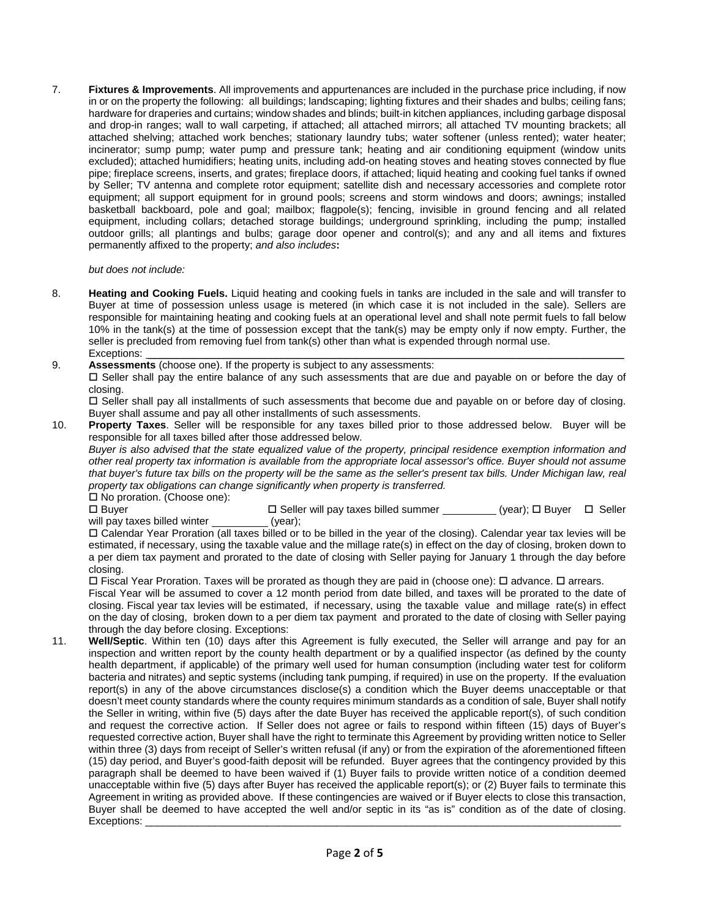7. **Fixtures & Improvements**. All improvements and appurtenances are included in the purchase price including, if now in or on the property the following: all buildings; landscaping; lighting fixtures and their shades and bulbs; ceiling fans; hardware for draperies and curtains; window shades and blinds; built-in kitchen appliances, including garbage disposal and drop-in ranges; wall to wall carpeting, if attached; all attached mirrors; all attached TV mounting brackets; all attached shelving; attached work benches; stationary laundry tubs; water softener (unless rented); water heater; incinerator; sump pump; water pump and pressure tank; heating and air conditioning equipment (window units excluded); attached humidifiers; heating units, including add-on heating stoves and heating stoves connected by flue pipe; fireplace screens, inserts, and grates; fireplace doors, if attached; liquid heating and cooking fuel tanks if owned by Seller; TV antenna and complete rotor equipment; satellite dish and necessary accessories and complete rotor equipment; all support equipment for in ground pools; screens and storm windows and doors; awnings; installed basketball backboard, pole and goal; mailbox; flagpole(s); fencing, invisible in ground fencing and all related equipment, including collars; detached storage buildings; underground sprinkling, including the pump; installed outdoor grills; all plantings and bulbs; garage door opener and control(s); and any and all items and fixtures permanently affixed to the property; *and also includes***:**

   *but does not include:*

8. **Heating and Cooking Fuels.** Liquid heating and cooking fuels in tanks are included in the sale and will transfer to Buyer at time of possession unless usage is metered (in which case it is not included in the sale). Sellers are responsible for maintaining heating and cooking fuels at an operational level and shall note permit fuels to fall below 10% in the tank(s) at the time of possession except that the tank(s) may be empty only if now empty. Further, the seller is precluded from removing fuel from tank(s) other than what is expended through normal use.
   Exceptions: ___________________________________________________________________________

9. **Assessments** (choose one). If the property is subject to any assessments:
   ☐ Seller shall pay the entire balance of any such assessments that are due and payable on or before the day of closing.
   ☐ Seller shall pay all installments of such assessments that become due and payable on or before day of closing. Buyer shall assume and pay all other installments of such assessments.

10. **Property Taxes**. Seller will be responsible for any taxes billed prior to those addressed below. Buyer will be responsible for all taxes billed after those addressed below.
    *Buyer is also advised that the state equalized value of the property, principal residence exemption information and other real property tax information is available from the appropriate local assessor's office. Buyer should not assume that buyer's future tax bills on the property will be the same as the seller's present tax bills. Under Michigan law, real property tax obligations can change significantly when property is transferred.*
    ☐ No proration. (Choose one):
    ☐ Buyer ☐ Seller will pay taxes billed summer _________ (year); ☐ Buyer ☐ Seller will pay taxes billed winter _________ (year);
    ☐ Calendar Year Proration (all taxes billed or to be billed in the year of the closing). Calendar year tax levies will be estimated, if necessary, using the taxable value and the millage rate(s) in effect on the day of closing, broken down to a per diem tax payment and prorated to the date of closing with Seller paying for January 1 through the day before closing.
    ☐ Fiscal Year Proration. Taxes will be prorated as though they are paid in (choose one): ☐ advance. ☐ arrears.
    Fiscal Year will be assumed to cover a 12 month period from date billed, and taxes will be prorated to the date of closing. Fiscal year tax levies will be estimated, if necessary, using the taxable value and millage rate(s) in effect on the day of closing, broken down to a per diem tax payment and prorated to the date of closing with Seller paying through the day before closing. Exceptions:

11. **Well/Septic**. Within ten (10) days after this Agreement is fully executed, the Seller will arrange and pay for an inspection and written report by the county health department or by a qualified inspector (as defined by the county health department, if applicable) of the primary well used for human consumption (including water test for coliform bacteria and nitrates) and septic systems (including tank pumping, if required) in use on the property. If the evaluation report(s) in any of the above circumstances disclose(s) a condition which the Buyer deems unacceptable or that doesn't meet county standards where the county requires minimum standards as a condition of sale, Buyer shall notify the Seller in writing, within five (5) days after the date Buyer has received the applicable report(s), of such condition and request the corrective action. If Seller does not agree or fails to respond within fifteen (15) days of Buyer's requested corrective action, Buyer shall have the right to terminate this Agreement by providing written notice to Seller within three (3) days from receipt of Seller's written refusal (if any) or from the expiration of the aforementioned fifteen (15) day period, and Buyer's good-faith deposit will be refunded. Buyer agrees that the contingency provided by this paragraph shall be deemed to have been waived if (1) Buyer fails to provide written notice of a condition deemed unacceptable within five (5) days after Buyer has received the applicable report(s); or (2) Buyer fails to terminate this Agreement in writing as provided above. If these contingencies are waived or if Buyer elects to close this transaction, Buyer shall be deemed to have accepted the well and/or septic in its "as is" condition as of the date of closing. Exceptions: ___________________________________________________________________________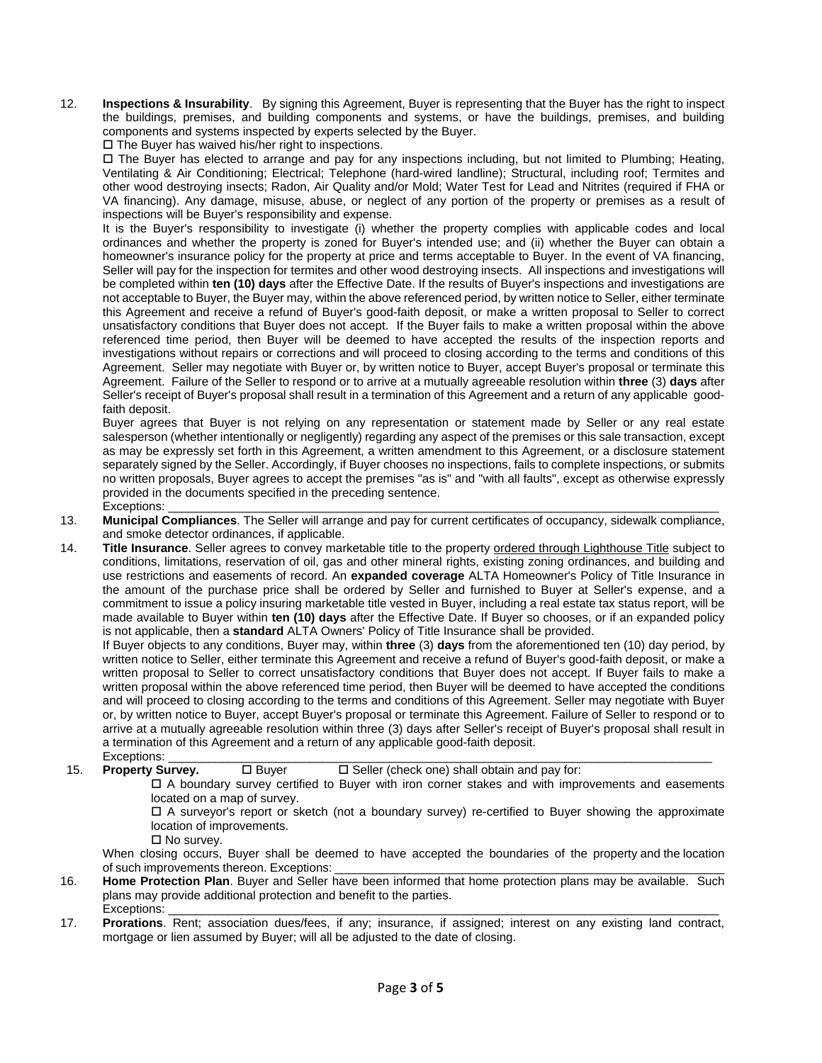12. **Inspections & Insurability**. By signing this Agreement, Buyer is representing that the Buyer has the right to inspect the buildings, premises, and building components and systems, or have the buildings, premises, and building components and systems inspected by experts selected by the Buyer.

    ☐ The Buyer has waived his/her right to inspections.

    ☐ The Buyer has elected to arrange and pay for any inspections including, but not limited to Plumbing; Heating, Ventilating & Air Conditioning; Electrical; Telephone (hard-wired landline); Structural, including roof; Termites and other wood destroying insects; Radon, Air Quality and/or Mold; Water Test for Lead and Nitrites (required if FHA or VA financing). Any damage, misuse, abuse, or neglect of any portion of the property or premises as a result of inspections will be Buyer's responsibility and expense.

    It is the Buyer's responsibility to investigate (i) whether the property complies with applicable codes and local ordinances and whether the property is zoned for Buyer's intended use; and (ii) whether the Buyer can obtain a homeowner's insurance policy for the property at price and terms acceptable to Buyer. In the event of VA financing, Seller will pay for the inspection for termites and other wood destroying insects. All inspections and investigations will be completed within **ten (10) days** after the Effective Date. If the results of Buyer's inspections and investigations are not acceptable to Buyer, the Buyer may, within the above referenced period, by written notice to Seller, either terminate this Agreement and receive a refund of Buyer's good-faith deposit, or make a written proposal to Seller to correct unsatisfactory conditions that Buyer does not accept. If the Buyer fails to make a written proposal within the above referenced time period, then Buyer will be deemed to have accepted the results of the inspection reports and investigations without repairs or corrections and will proceed to closing according to the terms and conditions of this Agreement. Seller may negotiate with Buyer or, by written notice to Buyer, accept Buyer's proposal or terminate this Agreement. Failure of the Seller to respond or to arrive at a mutually agreeable resolution within **three** (3) **days** after Seller's receipt of Buyer's proposal shall result in a termination of this Agreement and a return of any applicable good-faith deposit.

    Buyer agrees that Buyer is not relying on any representation or statement made by Seller or any real estate salesperson (whether intentionally or negligently) regarding any aspect of the premises or this sale transaction, except as may be expressly set forth in this Agreement, a written amendment to this Agreement, or a disclosure statement separately signed by the Seller. Accordingly, if Buyer chooses no inspections, fails to complete inspections, or submits no written proposals, Buyer agrees to accept the premises "as is" and "with all faults", except as otherwise expressly provided in the documents specified in the preceding sentence.

    Exceptions: ______________________________________________________________________________

13. **Municipal Compliances**. The Seller will arrange and pay for current certificates of occupancy, sidewalk compliance, and smoke detector ordinances, if applicable.

14. **Title Insurance**. Seller agrees to convey marketable title to the property ordered through Lighthouse Title subject to conditions, limitations, reservation of oil, gas and other mineral rights, existing zoning ordinances, and building and use restrictions and easements of record. An **expanded coverage** ALTA Homeowner's Policy of Title Insurance in the amount of the purchase price shall be ordered by Seller and furnished to Buyer at Seller's expense, and a commitment to issue a policy insuring marketable title vested in Buyer, including a real estate tax status report, will be made available to Buyer within **ten (10) days** after the Effective Date. If Buyer so chooses, or if an expanded policy is not applicable, then a **standard** ALTA Owners' Policy of Title Insurance shall be provided.

    If Buyer objects to any conditions, Buyer may, within **three** (3) **days** from the aforementioned ten (10) day period, by written notice to Seller, either terminate this Agreement and receive a refund of Buyer's good-faith deposit, or make a written proposal to Seller to correct unsatisfactory conditions that Buyer does not accept. If Buyer fails to make a written proposal within the above referenced time period, then Buyer will be deemed to have accepted the conditions and will proceed to closing according to the terms and conditions of this Agreement. Seller may negotiate with Buyer or, by written notice to Buyer, accept Buyer's proposal or terminate this Agreement. Failure of Seller to respond or to arrive at a mutually agreeable resolution within three (3) days after Seller's receipt of Buyer's proposal shall result in a termination of this Agreement and a return of any applicable good-faith deposit.

    Exceptions: ______________________________________________________________________________

15. **Property Survey.** ☐ Buyer ☐ Seller (check one) shall obtain and pay for:

    ☐ A boundary survey certified to Buyer with iron corner stakes and with improvements and easements located on a map of survey.

    ☐ A surveyor's report or sketch (not a boundary survey) re-certified to Buyer showing the approximate location of improvements.

    ☐ No survey.

    When closing occurs, Buyer shall be deemed to have accepted the boundaries of the property and the location of such improvements thereon. Exceptions: ______________________________________________________________

16. **Home Protection Plan**. Buyer and Seller have been informed that home protection plans may be available. Such plans may provide additional protection and benefit to the parties.

    Exceptions: ______________________________________________________________________________

17. **Prorations**. Rent; association dues/fees, if any; insurance, if assigned; interest on any existing land contract, mortgage or lien assumed by Buyer; will all be adjusted to the date of closing.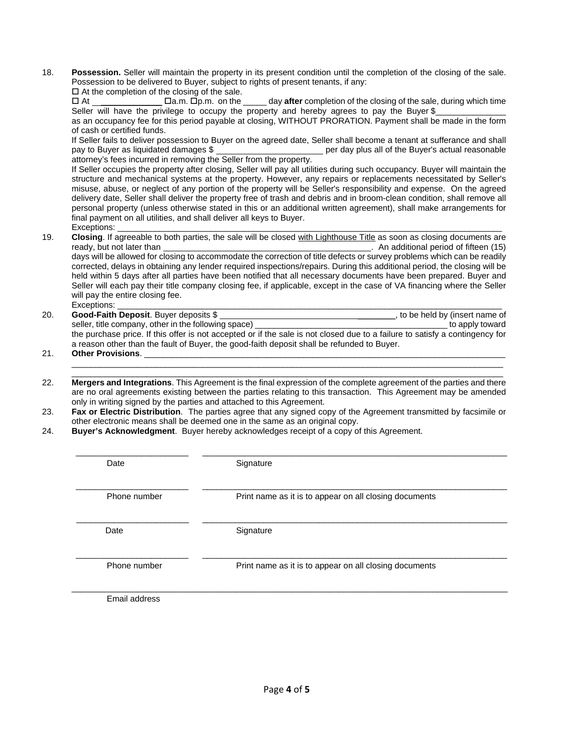18. **Possession.** Seller will maintain the property in its present condition until the completion of the closing of the sale. Possession to be delivered to Buyer, subject to rights of present tenants, if any:

    ☐ At the completion of the closing of the sale.

    ☐ At ______________ ☐a.m. ☐p.m. on the _____ day **after** completion of the closing of the sale, during which time Seller will have the privilege to occupy the property and hereby agrees to pay the Buyer $_______________ as an occupancy fee for this period payable at closing, WITHOUT PRORATION. Payment shall be made in the form of cash or certified funds.

    If Seller fails to deliver possession to Buyer on the agreed date, Seller shall become a tenant at sufferance and shall pay to Buyer as liquidated damages $ ______________________ per day plus all of the Buyer's actual reasonable attorney's fees incurred in removing the Seller from the property.

    If Seller occupies the property after closing, Seller will pay all utilities during such occupancy. Buyer will maintain the structure and mechanical systems at the property. However, any repairs or replacements necessitated by Seller's misuse, abuse, or neglect of any portion of the property will be Seller's responsibility and expense. On the agreed delivery date, Seller shall deliver the property free of trash and debris and in broom-clean condition, shall remove all personal property (unless otherwise stated in this or an additional written agreement), shall make arrangements for final payment on all utilities, and shall deliver all keys to Buyer.

    Exceptions: ______________________________________________________________________________

19. **Closing**. If agreeable to both parties, the sale will be closed with Lighthouse Title as soon as closing documents are ready, but not later than ____________________________________________. An additional period of fifteen (15) days will be allowed for closing to accommodate the correction of title defects or survey problems which can be readily corrected, delays in obtaining any lender required inspections/repairs. During this additional period, the closing will be held within 5 days after all parties have been notified that all necessary documents have been prepared. Buyer and Seller will each pay their title company closing fee, if applicable, except in the case of VA financing where the Seller will pay the entire closing fee.

    Exceptions: ______________________________________________________________________________

20. **Good-Faith Deposit**. Buyer deposits $ _______________________________________, to be held by (insert name of seller, title company, other in the following space) ________________________________________ to apply toward the purchase price. If this offer is not accepted or if the sale is not closed due to a failure to satisfy a contingency for a reason other than the fault of Buyer, the good-faith deposit shall be refunded to Buyer.

21. **Other Provisions**. _______________________________________________________________________________

    _____________________________________________________________________________________________

    _____________________________________________________________________________________________

22. **Mergers and Integrations**. This Agreement is the final expression of the complete agreement of the parties and there are no oral agreements existing between the parties relating to this transaction. This Agreement may be amended only in writing signed by the parties and attached to this Agreement.

23. **Fax or Electric Distribution**. The parties agree that any signed copy of the Agreement transmitted by facsimile or other electronic means shall be deemed one in the same as an original copy.

24. **Buyer's Acknowledgment**. Buyer hereby acknowledges receipt of a copy of this Agreement.

________________________ ________________________________________________

Date Signature

________________________ ________________________________________________

Phone number Print name as it is to appear on all closing documents

________________________ ________________________________________________

Date Signature

________________________ ________________________________________________

Phone number Print name as it is to appear on all closing documents

_____________________________________________________________________________

Email address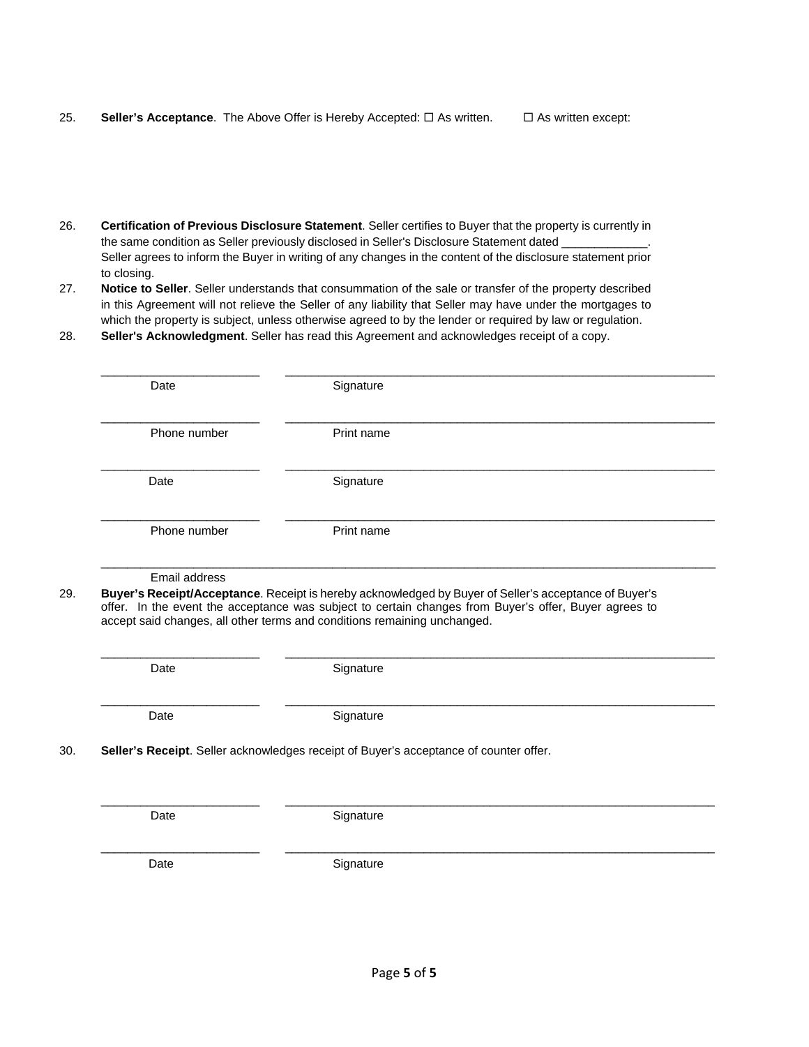25. **Seller's Acceptance**. The Above Offer is Hereby Accepted: ☐ As written. ☐ As written except:

26. **Certification of Previous Disclosure Statement**. Seller certifies to Buyer that the property is currently in the same condition as Seller previously disclosed in Seller's Disclosure Statement dated _____________. Seller agrees to inform the Buyer in writing of any changes in the content of the disclosure statement prior to closing.

27. **Notice to Seller**. Seller understands that consummation of the sale or transfer of the property described in this Agreement will not relieve the Seller of any liability that Seller may have under the mortgages to which the property is subject, unless otherwise agreed to by the lender or required by law or regulation.

28. **Seller's Acknowledgment**. Seller has read this Agreement and acknowledges receipt of a copy.

_______________________ _______________________________________________________________
Date Signature

_______________________ _______________________________________________________________
Phone number Print name

_______________________ _______________________________________________________________
Date Signature

_______________________ _______________________________________________________________
Phone number Print name

_______________________________________________________________________________________
Email address

29. **Buyer's Receipt/Acceptance**. Receipt is hereby acknowledged by Buyer of Seller's acceptance of Buyer's offer. In the event the acceptance was subject to certain changes from Buyer's offer, Buyer agrees to accept said changes, all other terms and conditions remaining unchanged.

_______________________ _______________________________________________________________
Date Signature

_______________________ _______________________________________________________________
Date Signature

30. **Seller's Receipt**. Seller acknowledges receipt of Buyer's acceptance of counter offer.

_______________________ _______________________________________________________________
Date Signature

_______________________ _______________________________________________________________
Date Signature